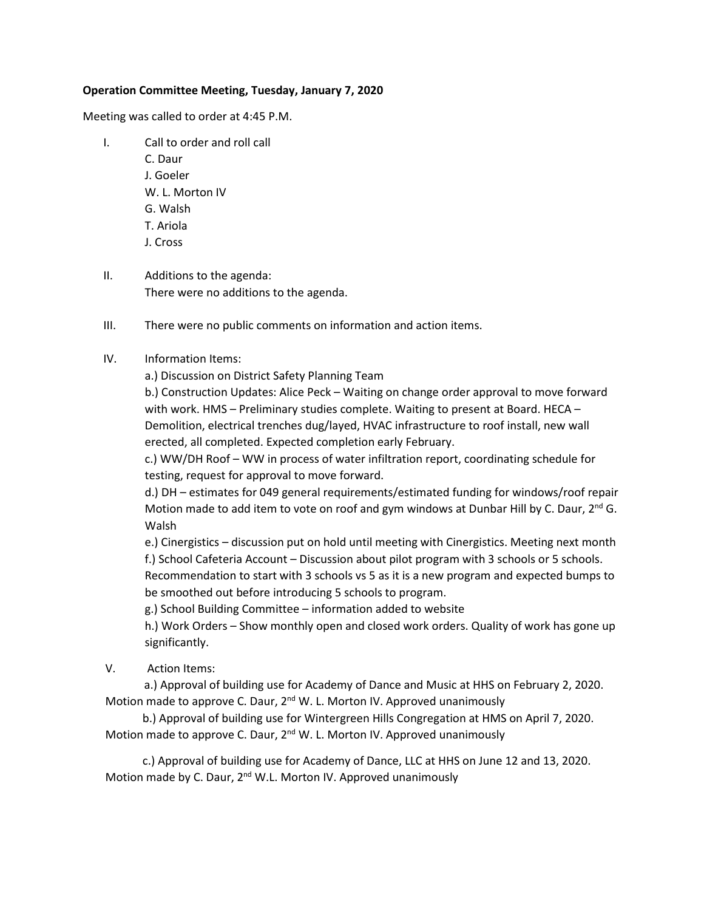**Operation Committee Meeting, Tuesday, January 7, 2020**

Meeting was called to order at 4:45 P.M.

I. Call to order and roll call
   C. Daur
   J. Goeler
   W. L. Morton IV
   G. Walsh
   T. Ariola
   J. Cross

II. Additions to the agenda:
   There were no additions to the agenda.

III. There were no public comments on information and action items.

IV. Information Items:
   a.) Discussion on District Safety Planning Team
   b.) Construction Updates: Alice Peck – Waiting on change order approval to move forward with work. HMS – Preliminary studies complete. Waiting to present at Board. HECA – Demolition, electrical trenches dug/layed, HVAC infrastructure to roof install, new wall erected, all completed. Expected completion early February.
   c.) WW/DH Roof – WW in process of water infiltration report, coordinating schedule for testing, request for approval to move forward.
   d.) DH – estimates for 049 general requirements/estimated funding for windows/roof repair Motion made to add item to vote on roof and gym windows at Dunbar Hill by C. Daur, 2nd G. Walsh
   e.) Cinergistics – discussion put on hold until meeting with Cinergistics. Meeting next month
   f.) School Cafeteria Account – Discussion about pilot program with 3 schools or 5 schools. Recommendation to start with 3 schools vs 5 as it is a new program and expected bumps to be smoothed out before introducing 5 schools to program.
   g.) School Building Committee – information added to website
   h.) Work Orders – Show monthly open and closed work orders. Quality of work has gone up significantly.

V. Action Items:
   a.) Approval of building use for Academy of Dance and Music at HHS on February 2, 2020. Motion made to approve C. Daur, 2nd W. L. Morton IV. Approved unanimously
   b.) Approval of building use for Wintergreen Hills Congregation at HMS on April 7, 2020. Motion made to approve C. Daur, 2nd W. L. Morton IV. Approved unanimously
   c.) Approval of building use for Academy of Dance, LLC at HHS on June 12 and 13, 2020. Motion made by C. Daur, 2nd W.L. Morton IV. Approved unanimously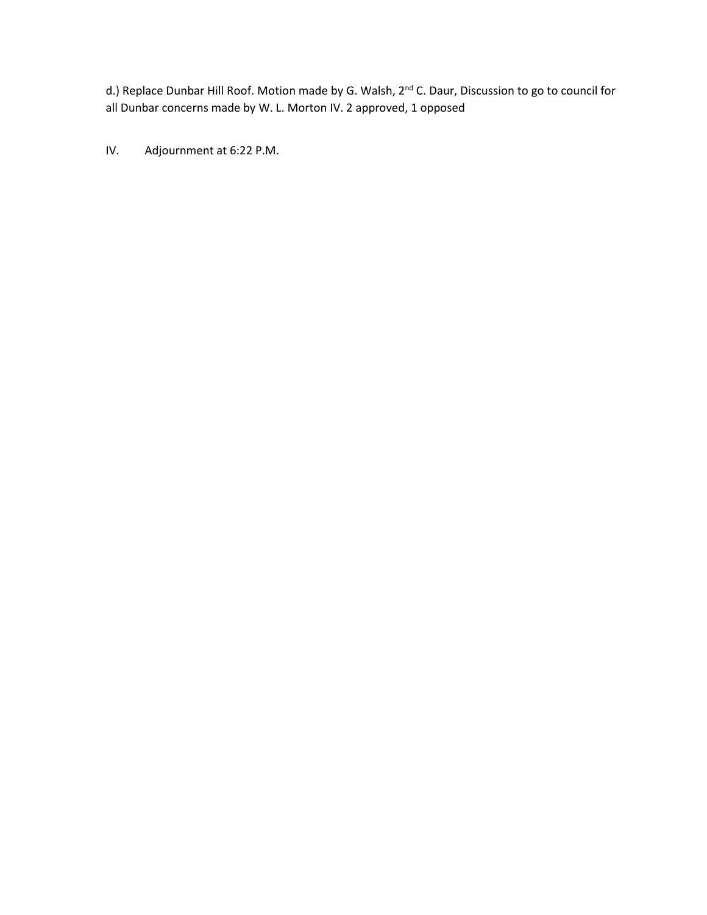d.) Replace Dunbar Hill Roof. Motion made by G. Walsh, 2nd C. Daur, Discussion to go to council for all Dunbar concerns made by W. L. Morton IV. 2 approved, 1 opposed

IV. Adjournment at 6:22 P.M.